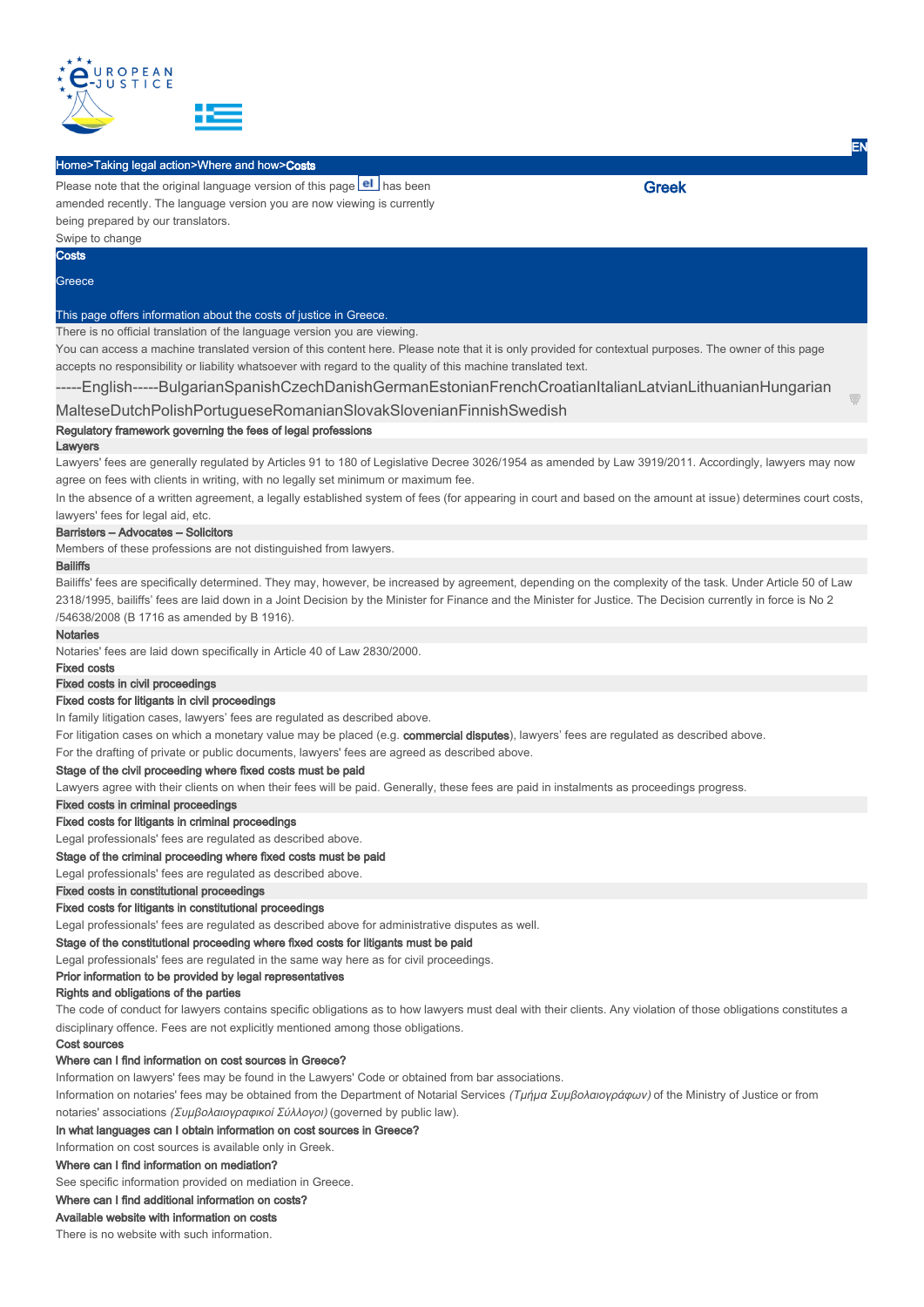Home>Taking legal action>Where and how>Costs

Please note that the original language version of this page el has been amended recently. The language version you are now viewing is currently being prepared by our translators.

Greek

Swipe to change

# Costs

Greece

This page offers information about the costs of justice in Greece.

There is no official translation of the language version you are viewing.

You can access a machine translated version of this content here. Please note that it is only provided for contextual purposes. The owner of this page accepts no responsibility or liability whatsoever with regard to the quality of this machine translated text.

-----English-----BulgarianSpanishCzechDanishGermanEstonianFrenchCroatianItalianLatvianLithuanianHungarianMalteseDutchPolishPortugueseRomanianSlovakSlovenianFinnishSwedish

## Regulatory framework governing the fees of legal professions

### Lawyers

Lawyers' fees are generally regulated by Articles 91 to 180 of Legislative Decree 3026/1954 as amended by Law 3919/2011. Accordingly, lawyers may now agree on fees with clients in writing, with no legally set minimum or maximum fee.

In the absence of a written agreement, a legally established system of fees (for appearing in court and based on the amount at issue) determines court costs, lawyers' fees for legal aid, etc.

### Barristers – Advocates – Solicitors

Members of these professions are not distinguished from lawyers.

### Bailiffs

Bailiffs' fees are specifically determined. They may, however, be increased by agreement, depending on the complexity of the task. Under Article 50 of Law 2318/1995, bailiffs' fees are laid down in a Joint Decision by the Minister for Finance and the Minister for Justice. The Decision currently in force is No 2 /54638/2008 (B 1716 as amended by B 1916).

### Notaries

Notaries' fees are laid down specifically in Article 40 of Law 2830/2000.

## Fixed costs

### Fixed costs in civil proceedings

#### Fixed costs for litigants in civil proceedings

In family litigation cases, lawyers' fees are regulated as described above.

For litigation cases on which a monetary value may be placed (e.g. **commercial disputes**), lawyers' fees are regulated as described above.

For the drafting of private or public documents, lawyers' fees are agreed as described above.

#### Stage of the civil proceeding where fixed costs must be paid

Lawyers agree with their clients on when their fees will be paid. Generally, these fees are paid in instalments as proceedings progress.

### Fixed costs in criminal proceedings

#### Fixed costs for litigants in criminal proceedings

Legal professionals' fees are regulated as described above.

#### Stage of the criminal proceeding where fixed costs must be paid

Legal professionals' fees are regulated as described above.

### Fixed costs in constitutional proceedings

#### Fixed costs for litigants in constitutional proceedings

Legal professionals' fees are regulated as described above for administrative disputes as well.

#### Stage of the constitutional proceeding where fixed costs for litigants must be paid

Legal professionals' fees are regulated in the same way here as for civil proceedings.

### Prior information to be provided by legal representatives

#### Rights and obligations of the parties

The code of conduct for lawyers contains specific obligations as to how lawyers must deal with their clients. Any violation of those obligations constitutes a disciplinary offence. Fees are not explicitly mentioned among those obligations.

## Cost sources

### Where can I find information on cost sources in Greece?

Information on lawyers' fees may be found in the Lawyers' Code or obtained from bar associations.

Information on notaries' fees may be obtained from the Department of Notarial Services *(Τμήμα Συμβολαιογράφων)* of the Ministry of Justice or from notaries' associations *(Συμβολαιογραφικοί Σύλλογοι)* (governed by public law).

### In what languages can I obtain information on cost sources in Greece?

Information on cost sources is available only in Greek.

### Where can I find information on mediation?

See specific information provided on mediation in Greece.

### Where can I find additional information on costs?

#### Available website with information on costs

There is no website with such information.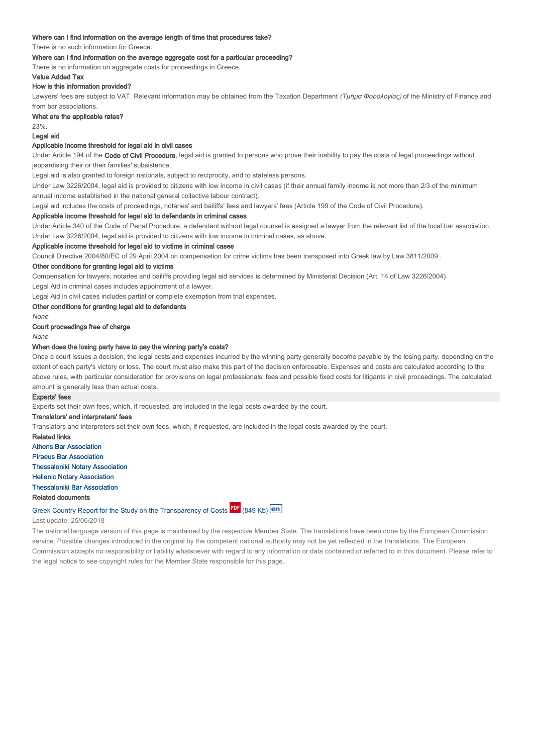**Where can I find information on the average length of time that procedures take?**

There is no such information for Greece.

**Where can I find information on the average aggregate cost for a particular proceeding?**

There is no information on aggregate costs for proceedings in Greece.

**Value Added Tax**

**How is this information provided?**

Lawyers' fees are subject to VAT. Relevant information may be obtained from the Taxation Department *(Τμήμα Φορολογίας)* of the Ministry of Finance and from bar associations.

**What are the applicable rates?**

23%.

**Legal aid**

**Applicable income threshold for legal aid in civil cases**

Under Article 194 of the **Code of Civil Procedure**, legal aid is granted to persons who prove their inability to pay the costs of legal proceedings without jeopardising their or their families' subsistence.

Legal aid is also granted to foreign nationals, subject to reciprocity, and to stateless persons.

Under Law 3226/2004, legal aid is provided to citizens with low income in civil cases (if their annual family income is not more than 2/3 of the minimum annual income established in the national general collective labour contract).

Legal aid includes the costs of proceedings, notaries' and bailiffs' fees and lawyers' fees (Article 199 of the Code of Civil Procedure).

**Applicable income threshold for legal aid to defendants in criminal cases**

Under Article 340 of the Code of Penal Procedure, a defendant without legal counsel is assigned a lawyer from the relevant list of the local bar association. Under Law 3226/2004, legal aid is provided to citizens with low income in criminal cases, as above.

**Applicable income threshold for legal aid to victims in criminal cases**

Council Directive 2004/80/EC of 29 April 2004 on compensation for crime victims has been transposed into Greek law by Law 3811/2009..

**Other conditions for granting legal aid to victims**

Compensation for lawyers, notaries and bailiffs providing legal aid services is determined by Ministerial Decision (Art. 14 of Law 3226/2004).

Legal Aid in criminal cases includes appointment of a lawyer.

Legal Aid in civil cases includes partial or complete exemption from trial expenses.

**Other conditions for granting legal aid to defendants**

*None*

**Court proceedings free of charge**

*None*

**When does the losing party have to pay the winning party's costs?**

Once a court issues a decision, the legal costs and expenses incurred by the winning party generally become payable by the losing party, depending on the extent of each party's victory or loss. The court must also make this part of the decision enforceable. Expenses and costs are calculated according to the above rules, with particular consideration for provisions on legal professionals' fees and possible fixed costs for litigants in civil proceedings. The calculated amount is generally less than actual costs.

**Experts' fees**

Experts set their own fees, which, if requested, are included in the legal costs awarded by the court.

**Translators' and interpreters' fees**

Translators and interpreters set their own fees, which, if requested, are included in the legal costs awarded by the court.

**Related links**

Athens Bar Association

Piraeus Bar Association

Thessaloniki Notary Association

Hellenic Notary Association

Thessaloniki Bar Association

**Related documents**

Greek Country Report for the Study on the Transparency of Costs PDF (849 Kb) en

Last update: 25/06/2018

The national language version of this page is maintained by the respective Member State. The translations have been done by the European Commission service. Possible changes introduced in the original by the competent national authority may not be yet reflected in the translations. The European Commission accepts no responsibility or liability whatsoever with regard to any information or data contained or referred to in this document. Please refer to the legal notice to see copyright rules for the Member State responsible for this page.